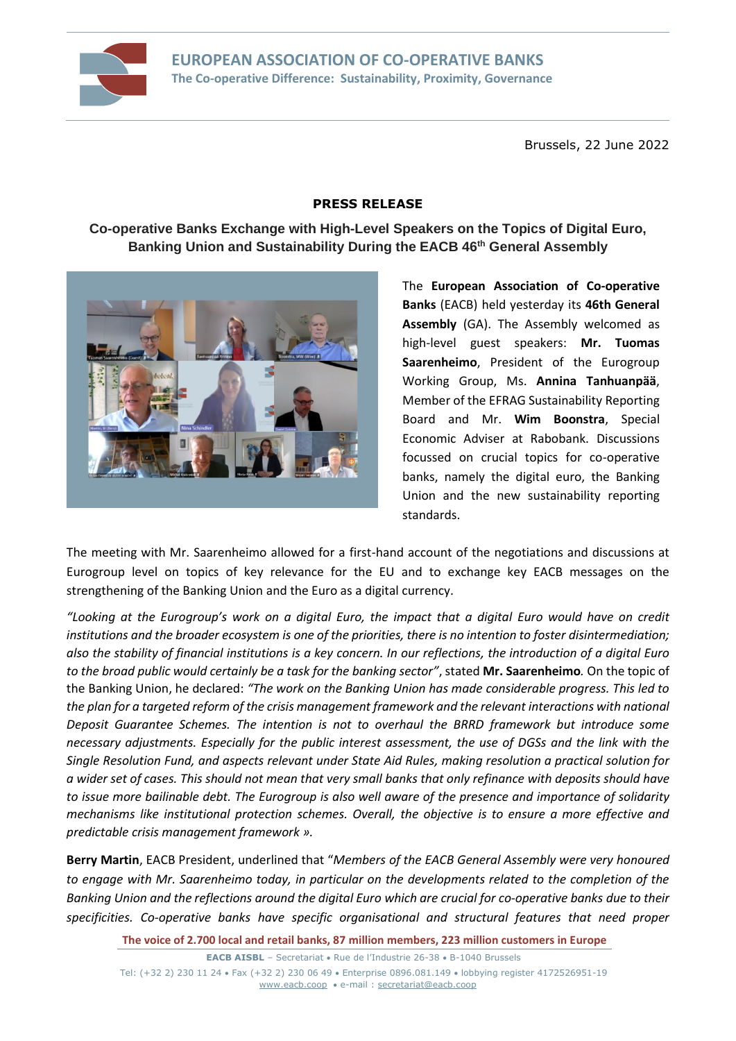**EUROPEAN ASSOCIATION OF CO-OPERATIVE BANKS**
**The Co-operative Difference: Sustainability, Proximity, Governance**

Brussels, 22 June 2022

**PRESS RELEASE**

## Co-operative Banks Exchange with High-Level Speakers on the Topics of Digital Euro, Banking Union and Sustainability During the EACB 46th General Assembly

The **European Association of Co-operative Banks** (EACB) held yesterday its **46th General Assembly** (GA). The Assembly welcomed as high-level guest speakers: **Mr. Tuomas Saarenheimo**, President of the Eurogroup Working Group, Ms. **Annina Tanhuanpää**, Member of the EFRAG Sustainability Reporting Board and Mr. **Wim Boonstra**, Special Economic Adviser at Rabobank. Discussions focussed on crucial topics for co-operative banks, namely the digital euro, the Banking Union and the new sustainability reporting standards.

The meeting with Mr. Saarenheimo allowed for a first-hand account of the negotiations and discussions at Eurogroup level on topics of key relevance for the EU and to exchange key EACB messages on the strengthening of the Banking Union and the Euro as a digital currency.

*"Looking at the Eurogroup's work on a digital Euro, the impact that a digital Euro would have on credit institutions and the broader ecosystem is one of the priorities, there is no intention to foster disintermediation; also the stability of financial institutions is a key concern. In our reflections, the introduction of a digital Euro to the broad public would certainly be a task for the banking sector"*, stated **Mr. Saarenheimo**. On the topic of the Banking Union, he declared: *"The work on the Banking Union has made considerable progress. This led to the plan for a targeted reform of the crisis management framework and the relevant interactions with national Deposit Guarantee Schemes. The intention is not to overhaul the BRRD framework but introduce some necessary adjustments. Especially for the public interest assessment, the use of DGSs and the link with the Single Resolution Fund, and aspects relevant under State Aid Rules, making resolution a practical solution for a wider set of cases. This should not mean that very small banks that only refinance with deposits should have to issue more bailinable debt. The Eurogroup is also well aware of the presence and importance of solidarity mechanisms like institutional protection schemes. Overall, the objective is to ensure a more effective and predictable crisis management framework »*.

**Berry Martin**, EACB President, underlined that "*Members of the EACB General Assembly were very honoured to engage with Mr. Saarenheimo today, in particular on the developments related to the completion of the Banking Union and the reflections around the digital Euro which are crucial for co-operative banks due to their specificities. Co-operative banks have specific organisational and structural features that need proper*

**The voice of 2.700 local and retail banks, 87 million members, 223 million customers in Europe**

**EACB AISBL** – Secretariat • Rue de l'Industrie 26-38 • B-1040 Brussels
Tel: (+32 2) 230 11 24 • Fax (+32 2) 230 06 49 • Enterprise 0896.081.149 • lobbying register 4172526951-19
www.eacb.coop • e-mail : secretariat@eacb.coop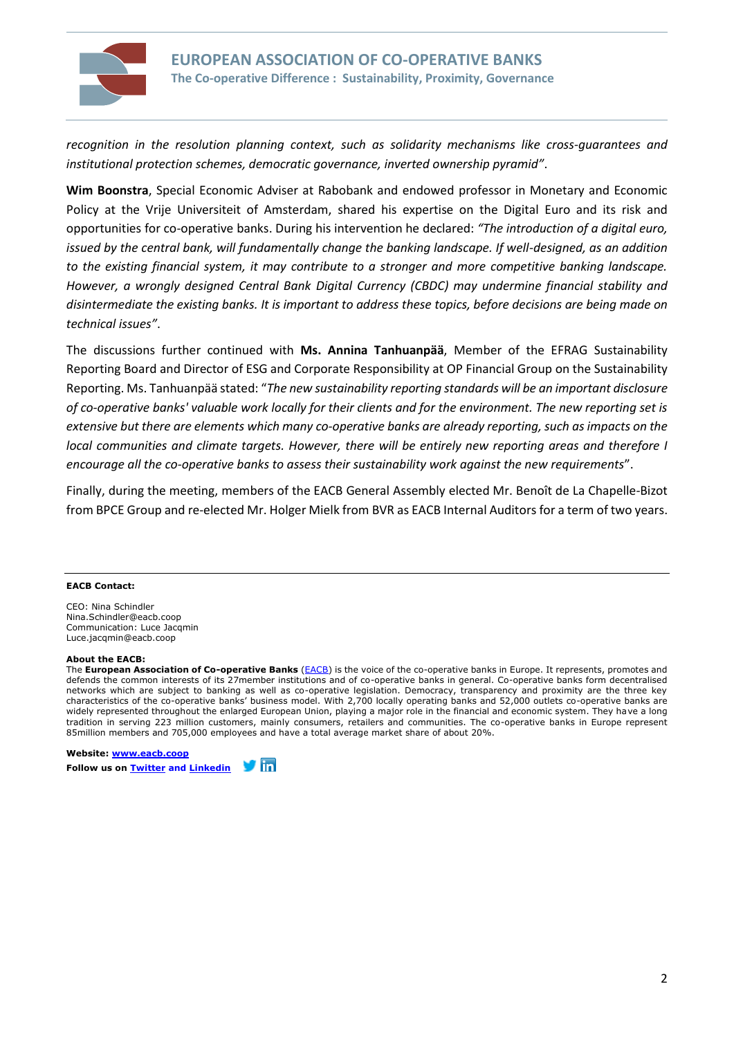*recognition in the resolution planning context, such as solidarity mechanisms like cross-guarantees and institutional protection schemes, democratic governance, inverted ownership pyramid"*.

**Wim Boonstra**, Special Economic Adviser at Rabobank and endowed professor in Monetary and Economic Policy at the Vrije Universiteit of Amsterdam, shared his expertise on the Digital Euro and its risk and opportunities for co-operative banks. During his intervention he declared: *"The introduction of a digital euro, issued by the central bank, will fundamentally change the banking landscape. If well-designed, as an addition to the existing financial system, it may contribute to a stronger and more competitive banking landscape. However, a wrongly designed Central Bank Digital Currency (CBDC) may undermine financial stability and disintermediate the existing banks. It is important to address these topics, before decisions are being made on technical issues"*.

The discussions further continued with **Ms. Annina Tanhuanpää**, Member of the EFRAG Sustainability Reporting Board and Director of ESG and Corporate Responsibility at OP Financial Group on the Sustainability Reporting. Ms. Tanhuanpää stated: "*The new sustainability reporting standards will be an important disclosure of co-operative banks' valuable work locally for their clients and for the environment. The new reporting set is extensive but there are elements which many co-operative banks are already reporting, such as impacts on the local communities and climate targets. However, there will be entirely new reporting areas and therefore I encourage all the co-operative banks to assess their sustainability work against the new requirements*".

Finally, during the meeting, members of the EACB General Assembly elected Mr. Benoît de La Chapelle-Bizot from BPCE Group and re-elected Mr. Holger Mielk from BVR as EACB Internal Auditors for a term of two years.

---

**EACB Contact:**

CEO: Nina Schindler
Nina.Schindler@eacb.coop
Communication: Luce Jacqmin
Luce.jacqmin@eacb.coop

**About the EACB:**
The **European Association of Co-operative Banks** (EACB) is the voice of the co-operative banks in Europe. It represents, promotes and defends the common interests of its 27member institutions and of co-operative banks in general. Co-operative banks form decentralised networks which are subject to banking as well as co-operative legislation. Democracy, transparency and proximity are the three key characteristics of the co-operative banks' business model. With 2,700 locally operating banks and 52,000 outlets co-operative banks are widely represented throughout the enlarged European Union, playing a major role in the financial and economic system. They have a long tradition in serving 223 million customers, mainly consumers, retailers and communities. The co-operative banks in Europe represent 85million members and 705,000 employees and have a total average market share of about 20%.

**Website: www.eacb.coop**
**Follow us on Twitter and Linkedin**